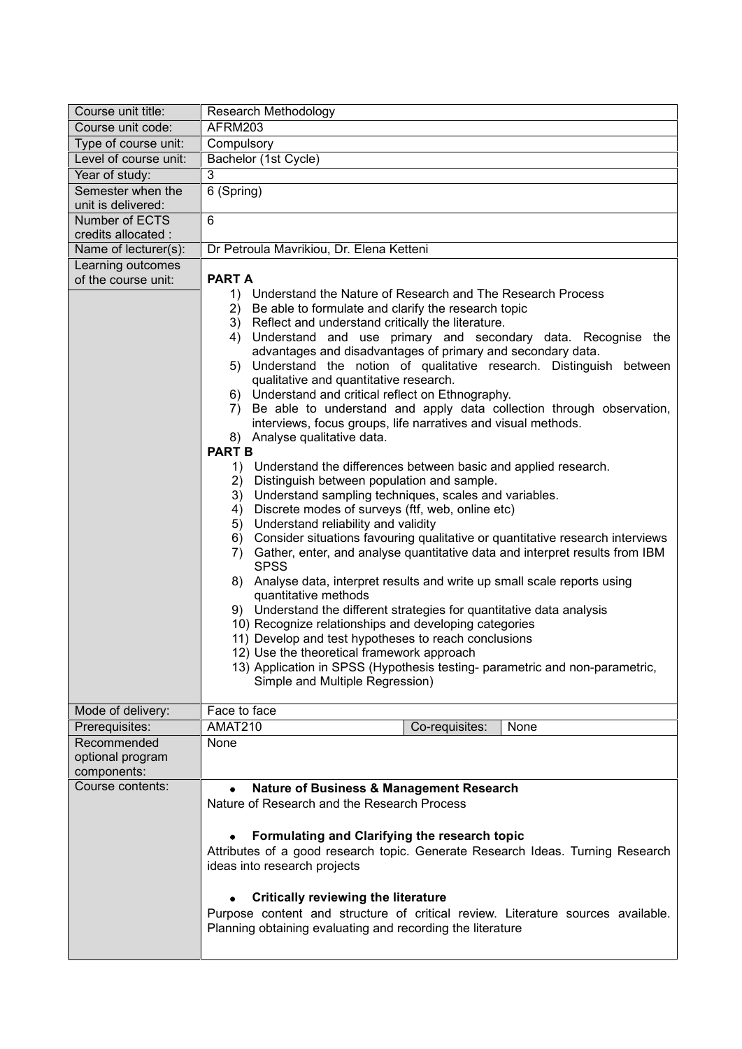| Course unit title: | Research Methodology | | |
|---|---|---|---|
| Course unit code: | AFRM203 | | |
| Type of course unit: | Compulsory | | |
| Level of course unit: | Bachelor (1st Cycle) | | |
| Year of study: | 3 | | |
| Semester when the unit is delivered: | 6 (Spring) | | |
| Number of ECTS credits allocated : | 6 | | |
| Name of lecturer(s): | Dr Petroula Mavrikiou, Dr. Elena Ketteni | | |
| Learning outcomes of the course unit: | **PART A**<br>1) Understand the Nature of Research and The Research Process<br>2) Be able to formulate and clarify the research topic<br>3) Reflect and understand critically the literature.<br>4) Understand and use primary and secondary data. Recognise the advantages and disadvantages of primary and secondary data.<br>5) Understand the notion of qualitative research. Distinguish between qualitative and quantitative research.<br>6) Understand and critical reflect on Ethnography.<br>7) Be able to understand and apply data collection through observation, interviews, focus groups, life narratives and visual methods.<br>8) Analyse qualitative data.<br>**PART B**<br>1) Understand the differences between basic and applied research.<br>2) Distinguish between population and sample.<br>3) Understand sampling techniques, scales and variables.<br>4) Discrete modes of surveys (ftf, web, online etc)<br>5) Understand reliability and validity<br>6) Consider situations favouring qualitative or quantitative research interviews<br>7) Gather, enter, and analyse quantitative data and interpret results from IBM SPSS<br>8) Analyse data, interpret results and write up small scale reports using quantitative methods<br>9) Understand the different strategies for quantitative data analysis<br>10) Recognize relationships and developing categories<br>11) Develop and test hypotheses to reach conclusions<br>12) Use the theoretical framework approach<br>13) Application in SPSS (Hypothesis testing- parametric and non-parametric, Simple and Multiple Regression) | | |
| Mode of delivery: | Face to face | | |
| Prerequisites: | AMAT210 | Co-requisites: | None |
| Recommended optional program components: | None | | |
| Course contents: | • **Nature of Business & Management Research**<br>Nature of Research and the Research Process<br><br>• **Formulating and Clarifying the research topic**<br>Attributes of a good research topic. Generate Research Ideas. Turning Research ideas into research projects<br><br>• **Critically reviewing the literature**<br>Purpose content and structure of critical review. Literature sources available. Planning obtaining evaluating and recording the literature | | |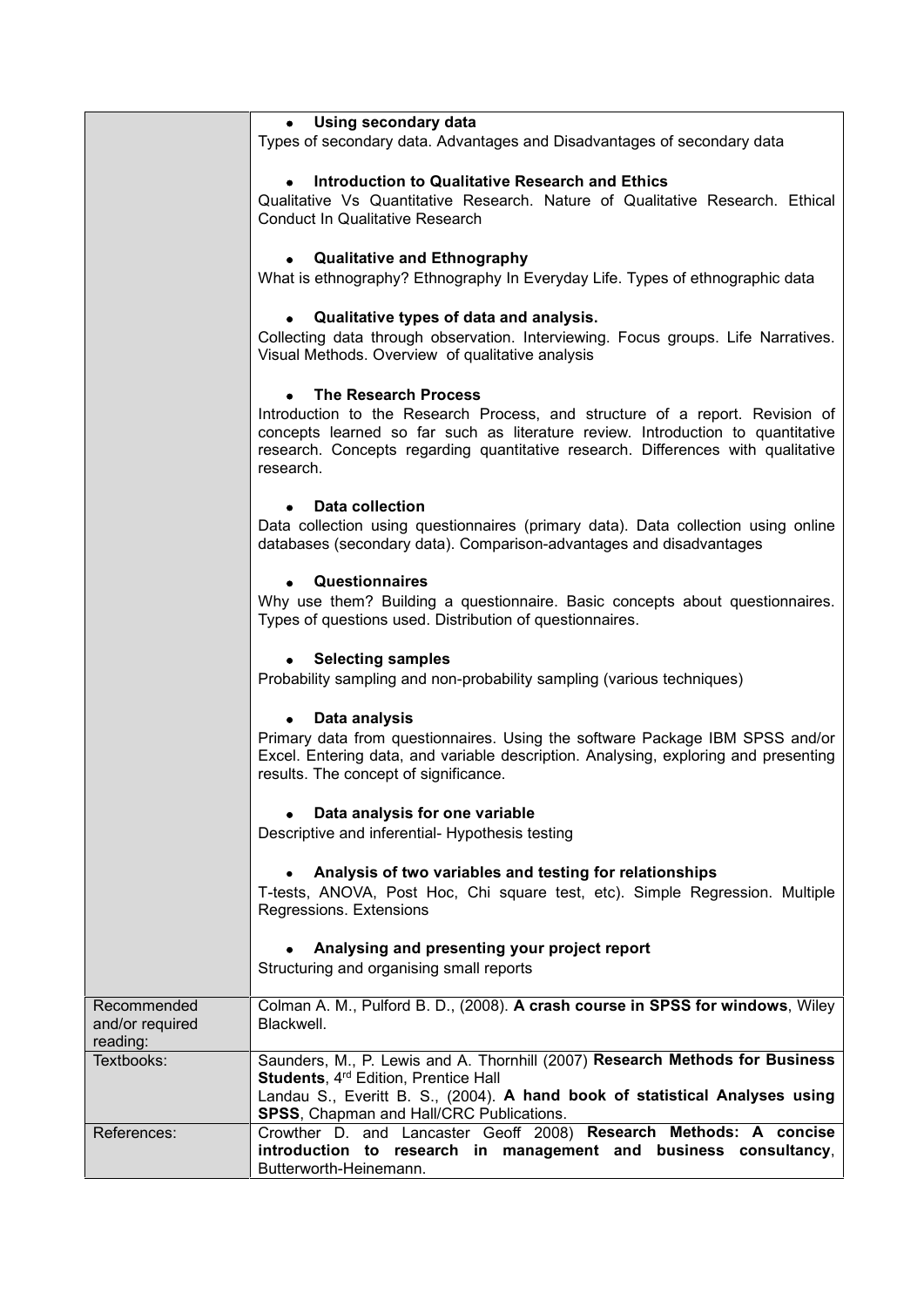| | |
|---|---|
| | • **Using secondary data**<br>Types of secondary data. Advantages and Disadvantages of secondary data<br><br>• **Introduction to Qualitative Research and Ethics**<br>Qualitative Vs Quantitative Research. Nature of Qualitative Research. Ethical Conduct In Qualitative Research<br><br>• **Qualitative and Ethnography**<br>What is ethnography? Ethnography In Everyday Life. Types of ethnographic data<br><br>• **Qualitative types of data and analysis.**<br>Collecting data through observation. Interviewing. Focus groups. Life Narratives. Visual Methods. Overview of qualitative analysis<br><br>• **The Research Process**<br>Introduction to the Research Process, and structure of a report. Revision of concepts learned so far such as literature review. Introduction to quantitative research. Concepts regarding quantitative research. Differences with qualitative research.<br><br>• **Data collection**<br>Data collection using questionnaires (primary data). Data collection using online databases (secondary data). Comparison-advantages and disadvantages<br><br>• **Questionnaires**<br>Why use them? Building a questionnaire. Basic concepts about questionnaires. Types of questions used. Distribution of questionnaires.<br><br>• **Selecting samples**<br>Probability sampling and non-probability sampling (various techniques)<br><br>• **Data analysis**<br>Primary data from questionnaires. Using the software Package IBM SPSS and/or Excel. Entering data, and variable description. Analysing, exploring and presenting results. The concept of significance.<br><br>• **Data analysis for one variable**<br>Descriptive and inferential- Hypothesis testing<br><br>• **Analysis of two variables and testing for relationships**<br>T-tests, ANOVA, Post Hoc, Chi square test, etc). Simple Regression. Multiple Regressions. Extensions<br><br>• **Analysing and presenting your project report**<br>Structuring and organising small reports |
| Recommended and/or required reading: | Colman A. M., Pulford B. D., (2008). **A crash course in SPSS for windows**, Wiley Blackwell. |
| Textbooks: | Saunders, M., P. Lewis and A. Thornhill (2007) **Research Methods for Business Students**, 4rd Edition, Prentice Hall<br>Landau S., Everitt B. S., (2004). **A hand book of statistical Analyses using SPSS**, Chapman and Hall/CRC Publications. |
| References: | Crowther D. and Lancaster Geoff 2008) **Research Methods: A concise introduction to research in management and business consultancy**, Butterworth-Heinemann. |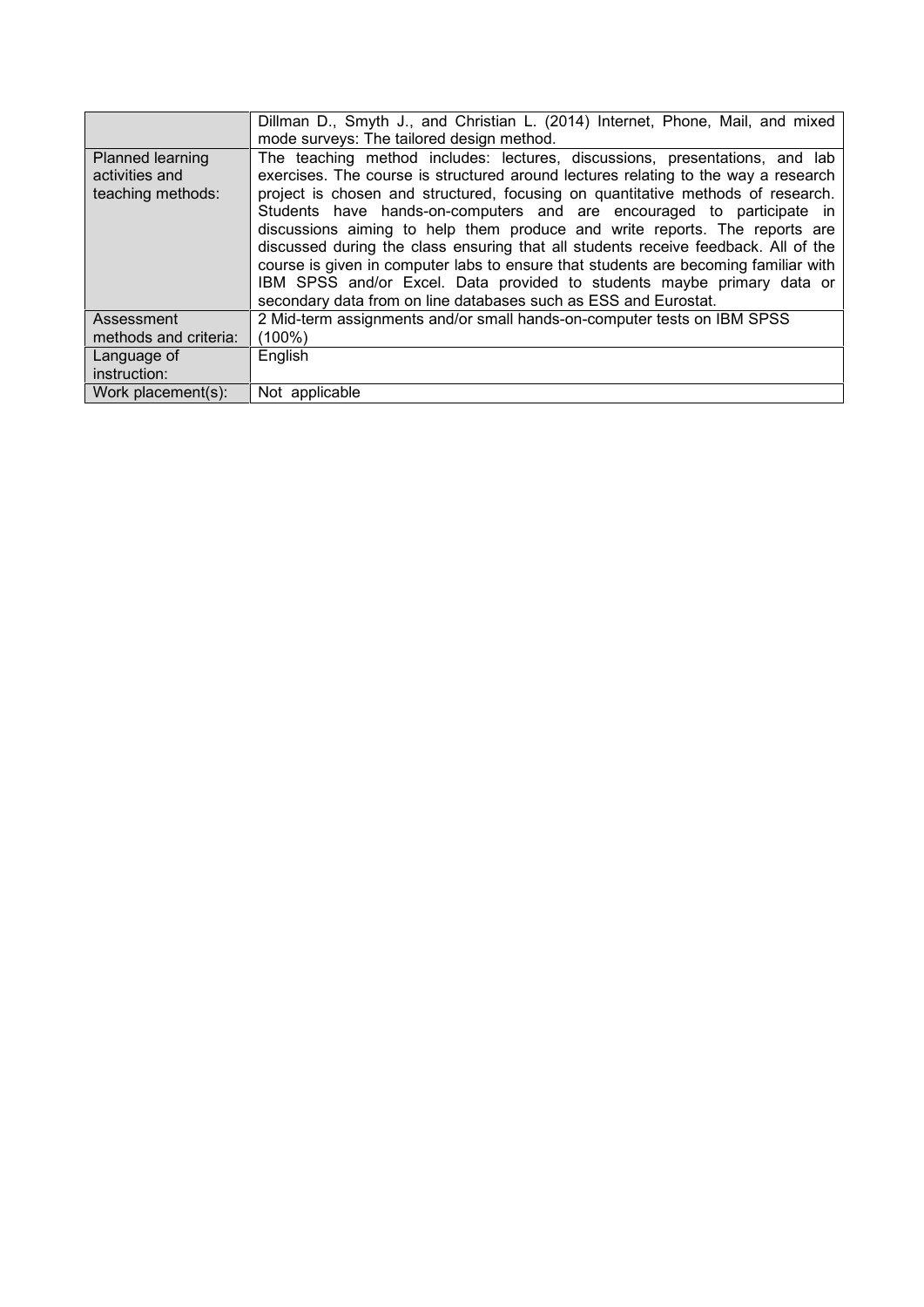| | |
|---|---|
| | Dillman D., Smyth J., and Christian L. (2014) Internet, Phone, Mail, and mixed mode surveys: The tailored design method. |
| Planned learning activities and teaching methods: | The teaching method includes: lectures, discussions, presentations, and lab exercises. The course is structured around lectures relating to the way a research project is chosen and structured, focusing on quantitative methods of research. Students have hands-on-computers and are encouraged to participate in discussions aiming to help them produce and write reports. The reports are discussed during the class ensuring that all students receive feedback. All of the course is given in computer labs to ensure that students are becoming familiar with IBM SPSS and/or Excel. Data provided to students maybe primary data or secondary data from on line databases such as ESS and Eurostat. |
| Assessment methods and criteria: | 2 Mid-term assignments and/or small hands-on-computer tests on IBM SPSS (100%) |
| Language of instruction: | English |
| Work placement(s): | Not applicable |